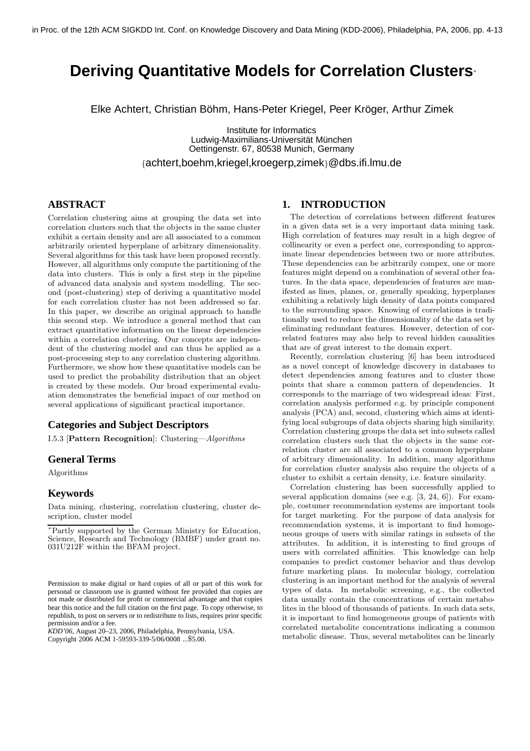# Deriving Quantitative Models for Correlation Clusters*

Elke Achtert, Christian Böhm, Hans-Peter Kriegel, Peer Kröger, Arthur Zimek

Institute for Informatics
Ludwig-Maximilians-Universität München
Oettingenstr. 67, 80538 Munich, Germany
{achtert,boehm,kriegel,kroegerp,zimek}@dbs.ifi.lmu.de

## ABSTRACT

Correlation clustering aims at grouping the data set into correlation clusters such that the objects in the same cluster exhibit a certain density and are all associated to a common arbitrarily oriented hyperplane of arbitrary dimensionality. Several algorithms for this task have been proposed recently. However, all algorithms only compute the partitioning of the data into clusters. This is only a first step in the pipeline of advanced data analysis and system modelling. The second (post-clustering) step of deriving a quantitative model for each correlation cluster has not been addressed so far. In this paper, we describe an original approach to handle this second step. We introduce a general method that can extract quantitative information on the linear dependencies within a correlation clustering. Our concepts are independent of the clustering model and can thus be applied as a post-processing step to any correlation clustering algorithm. Furthermore, we show how these quantitative models can be used to predict the probability distribution that an object is created by these models. Our broad experimental evaluation demonstrates the beneficial impact of our method on several applications of significant practical importance.

## Categories and Subject Descriptors

I.5.3 [**Pattern Recognition**]: Clustering—*Algorithms*

## General Terms

Algorithms

## Keywords

Data mining, clustering, correlation clustering, cluster description, cluster model

*Partly supported by the German Ministry for Education, Science, Research and Technology (BMBF) under grant no. 031U212F within the BFAM project.

Permission to make digital or hard copies of all or part of this work for personal or classroom use is granted without fee provided that copies are not made or distributed for profit or commercial advantage and that copies bear this notice and the full citation on the first page. To copy otherwise, to republish, to post on servers or to redistribute to lists, requires prior specific permission and/or a fee.
*KDD'06,* August 20–23, 2006, Philadelphia, Pennsylvania, USA.
Copyright 2006 ACM 1-59593-339-5/06/0008 ...$5.00.

## 1. INTRODUCTION

The detection of correlations between different features in a given data set is a very important data mining task. High correlation of features may result in a high degree of collinearity or even a perfect one, corresponding to approximate linear dependencies between two or more attributes. These dependencies can be arbitrarily compex, one or more features might depend on a combination of several other features. In the data space, dependencies of features are manifested as lines, planes, or, generally speaking, hyperplanes exhibiting a relatively high density of data points compared to the surrounding space. Knowing of correlations is traditionally used to reduce the dimensionality of the data set by eliminating redundant features. However, detection of correlated features may also help to reveal hidden causalities that are of great interest to the domain expert.

Recently, correlation clustering [6] has been introduced as a novel concept of knowledge discovery in databases to detect dependencies among features and to cluster those points that share a common pattern of dependencies. It corresponds to the marriage of two widespread ideas: First, correlation analysis performed e.g. by principle component analysis (PCA) and, second, clustering which aims at identifying local subgroups of data objects sharing high similarity. Correlation clustering groups the data set into subsets called correlation clusters such that the objects in the same correlation cluster are all associated to a common hyperplane of arbitrary dimensionality. In addition, many algorithms for correlation cluster analysis also require the objects of a cluster to exhibit a certain density, i.e. feature similarity.

Correlation clustering has been successfully applied to several application domains (see e.g. [3, 24, 6]). For example, costumer recommendation systems are important tools for target marketing. For the purpose of data analysis for recommendation systems, it is important to find homogeneous groups of users with similar ratings in subsets of the attributes. In addition, it is interesting to find groups of users with correlated affinities. This knowledge can help companies to predict customer behavior and thus develop future marketing plans. In molecular biology, correlation clustering is an important method for the analysis of several types of data. In metabolic screening, e.g., the collected data usually contain the concentrations of certain metabolites in the blood of thousands of patients. In such data sets, it is important to find homogeneous groups of patients with correlated metabolite concentrations indicating a common metabolic disease. Thus, several metabolites can be linearly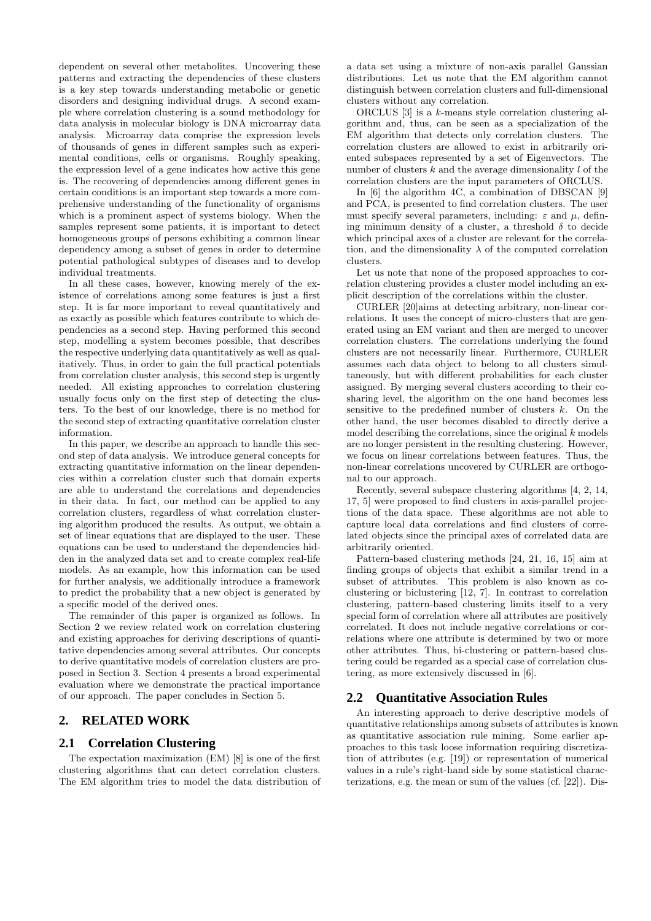dependent on several other metabolites. Uncovering these patterns and extracting the dependencies of these clusters is a key step towards understanding metabolic or genetic disorders and designing individual drugs. A second example where correlation clustering is a sound methodology for data analysis in molecular biology is DNA microarray data analysis. Microarray data comprise the expression levels of thousands of genes in different samples such as experimental conditions, cells or organisms. Roughly speaking, the expression level of a gene indicates how active this gene is. The recovering of dependencies among different genes in certain conditions is an important step towards a more comprehensive understanding of the functionality of organisms which is a prominent aspect of systems biology. When the samples represent some patients, it is important to detect homogeneous groups of persons exhibiting a common linear dependency among a subset of genes in order to determine potential pathological subtypes of diseases and to develop individual treatments.

In all these cases, however, knowing merely of the existence of correlations among some features is just a first step. It is far more important to reveal quantitatively and as exactly as possible which features contribute to which dependencies as a second step. Having performed this second step, modelling a system becomes possible, that describes the respective underlying data quantitatively as well as qualitatively. Thus, in order to gain the full practical potentials from correlation cluster analysis, this second step is urgently needed. All existing approaches to correlation clustering usually focus only on the first step of detecting the clusters. To the best of our knowledge, there is no method for the second step of extracting quantitative correlation cluster information.

In this paper, we describe an approach to handle this second step of data analysis. We introduce general concepts for extracting quantitative information on the linear dependencies within a correlation cluster such that domain experts are able to understand the correlations and dependencies in their data. In fact, our method can be applied to any correlation clusters, regardless of what correlation clustering algorithm produced the results. As output, we obtain a set of linear equations that are displayed to the user. These equations can be used to understand the dependencies hidden in the analyzed data set and to create complex real-life models. As an example, how this information can be used for further analysis, we additionally introduce a framework to predict the probability that a new object is generated by a specific model of the derived ones.

The remainder of this paper is organized as follows. In Section 2 we review related work on correlation clustering and existing approaches for deriving descriptions of quantitative dependencies among several attributes. Our concepts to derive quantitative models of correlation clusters are proposed in Section 3. Section 4 presents a broad experimental evaluation where we demonstrate the practical importance of our approach. The paper concludes in Section 5.

## 2. RELATED WORK

### 2.1 Correlation Clustering

The expectation maximization (EM) [8] is one of the first clustering algorithms that can detect correlation clusters. The EM algorithm tries to model the data distribution of a data set using a mixture of non-axis parallel Gaussian distributions. Let us note that the EM algorithm cannot distinguish between correlation clusters and full-dimensional clusters without any correlation.

ORCLUS [3] is a $k$-means style correlation clustering algorithm and, thus, can be seen as a specialization of the EM algorithm that detects only correlation clusters. The correlation clusters are allowed to exist in arbitrarily oriented subspaces represented by a set of Eigenvectors. The number of clusters $k$ and the average dimensionality $l$ of the correlation clusters are the input parameters of ORCLUS.

In [6] the algorithm 4C, a combination of DBSCAN [9] and PCA, is presented to find correlation clusters. The user must specify several parameters, including: $\varepsilon$ and $\mu$, defining minimum density of a cluster, a threshold $\delta$ to decide which principal axes of a cluster are relevant for the correlation, and the dimensionality $\lambda$ of the computed correlation clusters.

Let us note that none of the proposed approaches to correlation clustering provides a cluster model including an explicit description of the correlations within the cluster.

CURLER [20]aims at detecting arbitrary, non-linear correlations. It uses the concept of micro-clusters that are generated using an EM variant and then are merged to uncover correlation clusters. The correlations underlying the found clusters are not necessarily linear. Furthermore, CURLER assumes each data object to belong to all clusters simultaneously, but with different probabilities for each cluster assigned. By merging several clusters according to their co-sharing level, the algorithm on the one hand becomes less sensitive to the predefined number of clusters $k$. On the other hand, the user becomes disabled to directly derive a model describing the correlations, since the original $k$ models are no longer persistent in the resulting clustering. However, we focus on linear correlations between features. Thus, the non-linear correlations uncovered by CURLER are orthogonal to our approach.

Recently, several subspace clustering algorithms [4, 2, 14, 17, 5] were proposed to find clusters in axis-parallel projections of the data space. These algorithms are not able to capture local data correlations and find clusters of correlated objects since the principal axes of correlated data are arbitrarily oriented.

Pattern-based clustering methods [24, 21, 16, 15] aim at finding groups of objects that exhibit a similar trend in a subset of attributes. This problem is also known as co-clustering or biclustering [12, 7]. In contrast to correlation clustering, pattern-based clustering limits itself to a very special form of correlation where all attributes are positively correlated. It does not include negative correlations or correlations where one attribute is determined by two or more other attributes. Thus, bi-clustering or pattern-based clustering could be regarded as a special case of correlation clustering, as more extensively discussed in [6].

### 2.2 Quantitative Association Rules

An interesting approach to derive descriptive models of quantitative relationships among subsets of attributes is known as quantitative association rule mining. Some earlier approaches to this task loose information requiring discretization of attributes (e.g. [19]) or representation of numerical values in a rule's right-hand side by some statistical characterizations, e.g. the mean or sum of the values (cf. [22]). Dis-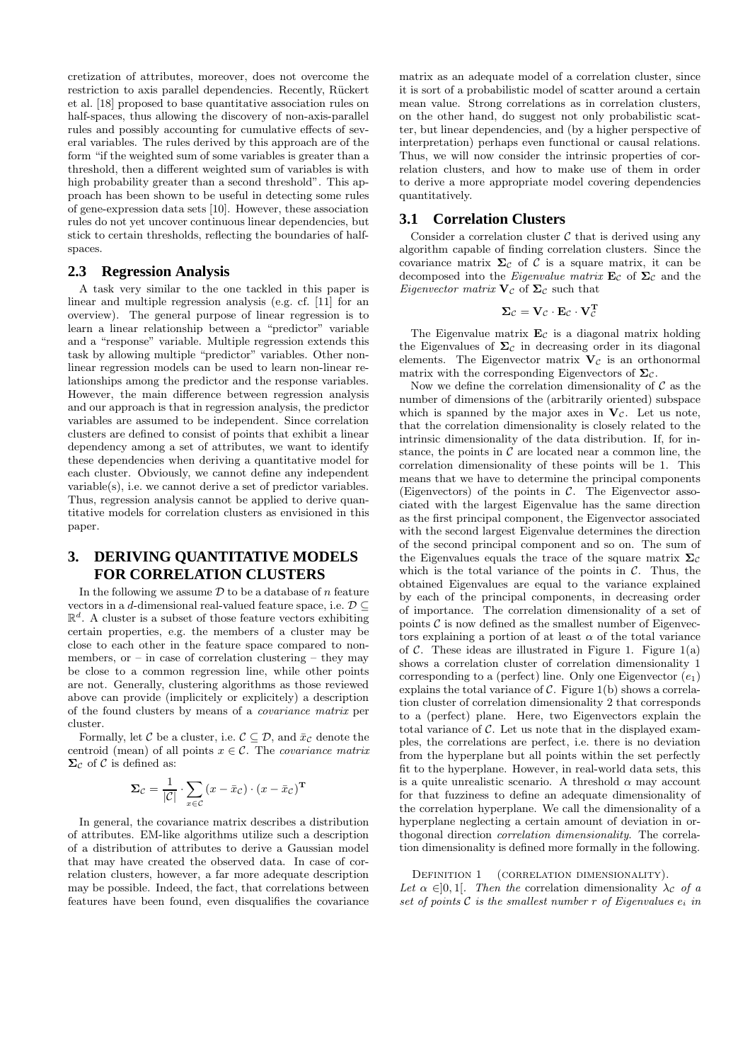cretization of attributes, moreover, does not overcome the restriction to axis parallel dependencies. Recently, Rückert et al. [18] proposed to base quantitative association rules on half-spaces, thus allowing the discovery of non-axis-parallel rules and possibly accounting for cumulative effects of several variables. The rules derived by this approach are of the form "if the weighted sum of some variables is greater than a threshold, then a different weighted sum of variables is with high probability greater than a second threshold". This approach has been shown to be useful in detecting some rules of gene-expression data sets [10]. However, these association rules do not yet uncover continuous linear dependencies, but stick to certain thresholds, reflecting the boundaries of half-spaces.

## 2.3 Regression Analysis

A task very similar to the one tackled in this paper is linear and multiple regression analysis (e.g. cf. [11] for an overview). The general purpose of linear regression is to learn a linear relationship between a "predictor" variable and a "response" variable. Multiple regression extends this task by allowing multiple "predictor" variables. Other non-linear regression models can be used to learn non-linear relationships among the predictor and the response variables. However, the main difference between regression analysis and our approach is that in regression analysis, the predictor variables are assumed to be independent. Since correlation clusters are defined to consist of points that exhibit a linear dependency among a set of attributes, we want to identify these dependencies when deriving a quantitative model for each cluster. Obviously, we cannot define any independent variable(s), i.e. we cannot derive a set of predictor variables. Thus, regression analysis cannot be applied to derive quantitative models for correlation clusters as envisioned in this paper.

# 3. DERIVING QUANTITATIVE MODELS FOR CORRELATION CLUSTERS

In the following we assume $\mathcal{D}$ to be a database of $n$ feature vectors in a $d$-dimensional real-valued feature space, i.e. $\mathcal{D} \subseteq \mathbb{R}^d$. A cluster is a subset of those feature vectors exhibiting certain properties, e.g. the members of a cluster may be close to each other in the feature space compared to non-members, or – in case of correlation clustering – they may be close to a common regression line, while other points are not. Generally, clustering algorithms as those reviewed above can provide (implicitely or explicitely) a description of the found clusters by means of a *covariance matrix* per cluster.

Formally, let $\mathcal{C}$ be a cluster, i.e. $\mathcal{C} \subseteq \mathcal{D}$, and $\bar{x}_\mathcal{C}$ denote the centroid (mean) of all points $x \in \mathcal{C}$. The *covariance matrix* $\mathbf{\Sigma}_\mathcal{C}$ of $\mathcal{C}$ is defined as:

$$\mathbf{\Sigma}_\mathcal{C} = \frac{1}{|\mathcal{C}|} \cdot \sum_{x \in \mathcal{C}} (x - \bar{x}_\mathcal{C}) \cdot (x - \bar{x}_\mathcal{C})^\mathbf{T}$$

In general, the covariance matrix describes a distribution of attributes. EM-like algorithms utilize such a description of a distribution of attributes to derive a Gaussian model that may have created the observed data. In case of correlation clusters, however, a far more adequate description may be possible. Indeed, the fact, that correlations between features have been found, even disqualifies the covariance matrix as an adequate model of a correlation cluster, since it is sort of a probabilistic model of scatter around a certain mean value. Strong correlations as in correlation clusters, on the other hand, do suggest not only probabilistic scatter, but linear dependencies, and (by a higher perspective of interpretation) perhaps even functional or causal relations. Thus, we will now consider the intrinsic properties of correlation clusters, and how to make use of them in order to derive a more appropriate model covering dependencies quantitatively.

## 3.1 Correlation Clusters

Consider a correlation cluster $\mathcal{C}$ that is derived using any algorithm capable of finding correlation clusters. Since the covariance matrix $\mathbf{\Sigma}_\mathcal{C}$ of $\mathcal{C}$ is a square matrix, it can be decomposed into the *Eigenvalue matrix* $\mathbf{E}_\mathcal{C}$ of $\mathbf{\Sigma}_\mathcal{C}$ and the *Eigenvector matrix* $\mathbf{V}_\mathcal{C}$ of $\mathbf{\Sigma}_\mathcal{C}$ such that

$$\mathbf{\Sigma}_\mathcal{C} = \mathbf{V}_\mathcal{C} \cdot \mathbf{E}_\mathcal{C} \cdot \mathbf{V}_\mathcal{C}^\mathbf{T}$$

The Eigenvalue matrix $\mathbf{E}_\mathcal{C}$ is a diagonal matrix holding the Eigenvalues of $\mathbf{\Sigma}_\mathcal{C}$ in decreasing order in its diagonal elements. The Eigenvector matrix $\mathbf{V}_\mathcal{C}$ is an orthonormal matrix with the corresponding Eigenvectors of $\mathbf{\Sigma}_\mathcal{C}$.

Now we define the correlation dimensionality of $\mathcal{C}$ as the number of dimensions of the (arbitrarily oriented) subspace which is spanned by the major axes in $\mathbf{V}_\mathcal{C}$. Let us note, that the correlation dimensionality is closely related to the intrinsic dimensionality of the data distribution. If, for instance, the points in $\mathcal{C}$ are located near a common line, the correlation dimensionality of these points will be 1. This means that we have to determine the principal components (Eigenvectors) of the points in $\mathcal{C}$. The Eigenvector associated with the largest Eigenvalue has the same direction as the first principal component, the Eigenvector associated with the second largest Eigenvalue determines the direction of the second principal component and so on. The sum of the Eigenvalues equals the trace of the square matrix $\mathbf{\Sigma}_\mathcal{C}$ which is the total variance of the points in $\mathcal{C}$. Thus, the obtained Eigenvalues are equal to the variance explained by each of the principal components, in decreasing order of importance. The correlation dimensionality of a set of points $\mathcal{C}$ is now defined as the smallest number of Eigenvectors explaining a portion of at least $\alpha$ of the total variance of $\mathcal{C}$. These ideas are illustrated in Figure 1. Figure 1(a) shows a correlation cluster of correlation dimensionality 1 corresponding to a (perfect) line. Only one Eigenvector ($e_1$) explains the total variance of $\mathcal{C}$. Figure 1(b) shows a correlation cluster of correlation dimensionality 2 that corresponds to a (perfect) plane. Here, two Eigenvectors explain the total variance of $\mathcal{C}$. Let us note that in the displayed examples, the correlations are perfect, i.e. there is no deviation from the hyperplane but all points within the set perfectly fit to the hyperplane. However, in real-world data sets, this is a quite unrealistic scenario. A threshold $\alpha$ may account for that fuzziness to define an adequate dimensionality of the correlation hyperplane. We call the dimensionality of a hyperplane neglecting a certain amount of deviation in orthogonal direction *correlation dimensionality*. The correlation dimensionality is defined more formally in the following.

Definition 1 (correlation dimensionality).
*Let* $\alpha \in ]0, 1[$. *Then the* correlation dimensionality $\lambda_\mathcal{C}$ *of a set of points* $\mathcal{C}$ *is the smallest number* $r$ *of Eigenvalues* $e_i$ *in*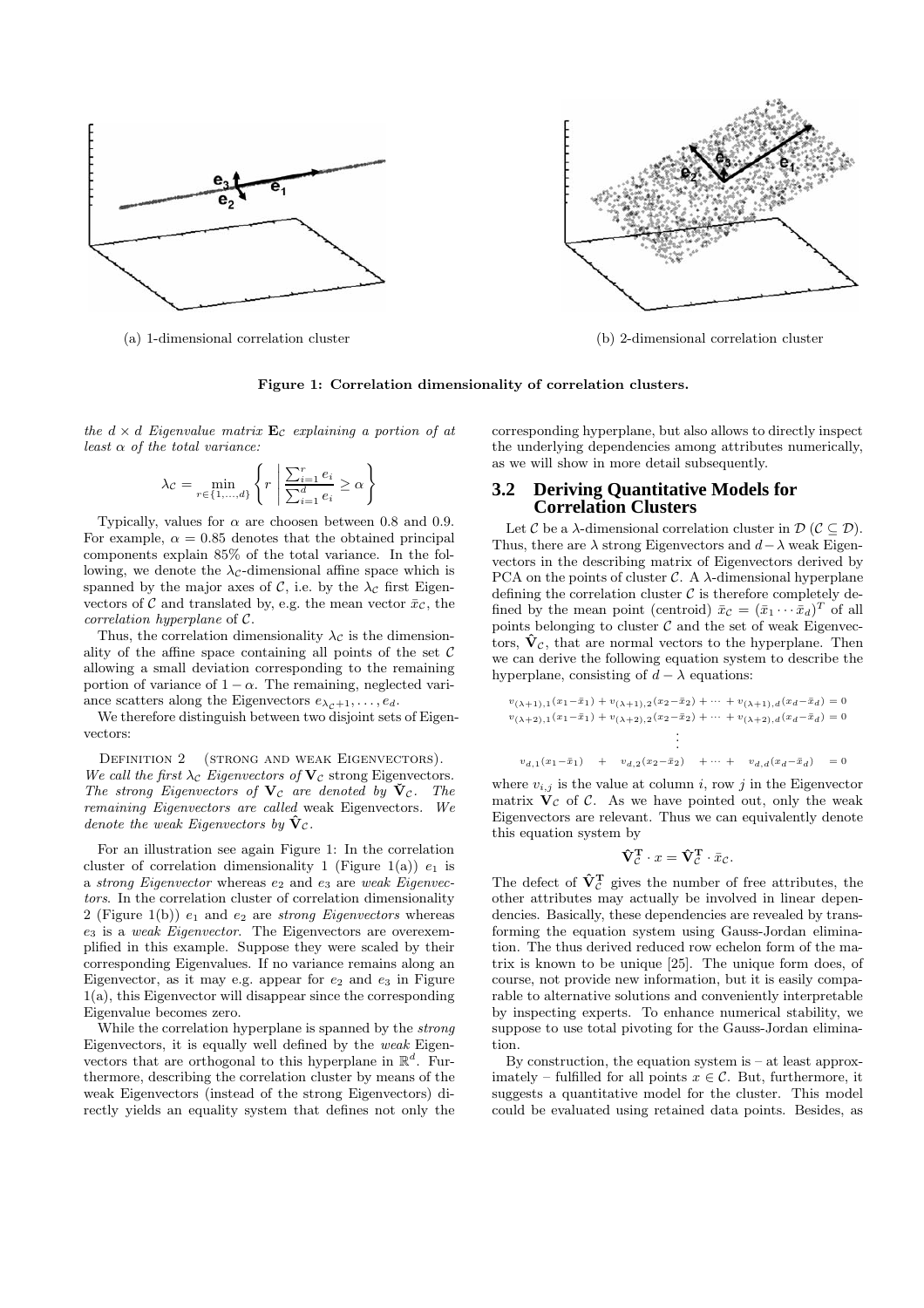(a) 1-dimensional correlation cluster

(b) 2-dimensional correlation cluster

**Figure 1: Correlation dimensionality of correlation clusters.**

*the $d \times d$ Eigenvalue matrix $\mathbf{E}_\mathcal{C}$ explaining a portion of at least $\alpha$ of the total variance:*

$$\lambda_\mathcal{C} = \min_{r \in \{1,\ldots,d\}} \left\{ r \;\middle|\; \frac{\sum_{i=1}^{r} e_i}{\sum_{i=1}^{d} e_i} \geq \alpha \right\}$$

Typically, values for $\alpha$ are choosen between 0.8 and 0.9. For example, $\alpha = 0.85$ denotes that the obtained principal components explain 85% of the total variance. In the following, we denote the $\lambda_\mathcal{C}$-dimensional affine space which is spanned by the major axes of $\mathcal{C}$, i.e. by the $\lambda_\mathcal{C}$ first Eigenvectors of $\mathcal{C}$ and translated by, e.g. the mean vector $\bar{x}_\mathcal{C}$, the *correlation hyperplane* of $\mathcal{C}$.

Thus, the correlation dimensionality $\lambda_\mathcal{C}$ is the dimensionality of the affine space containing all points of the set $\mathcal{C}$ allowing a small deviation corresponding to the remaining portion of variance of $1-\alpha$. The remaining, neglected variance scatters along the Eigenvectors $e_{\lambda_\mathcal{C}+1}, \ldots, e_d$.

We therefore distinguish between two disjoint sets of Eigenvectors:

Definition 2 (Strong and weak Eigenvectors). *We call the first $\lambda_\mathcal{C}$ Eigenvectors of $\mathbf{V}_\mathcal{C}$* strong *Eigenvectors. The strong Eigenvectors of $\mathbf{V}_\mathcal{C}$ are denoted by $\check{\mathbf{V}}_\mathcal{C}$. The remaining Eigenvectors are called* weak *Eigenvectors. We denote the weak Eigenvectors by $\hat{\mathbf{V}}_\mathcal{C}$.*

For an illustration see again Figure 1: In the correlation cluster of correlation dimensionality 1 (Figure 1(a)) $e_1$ is a *strong Eigenvector* whereas $e_2$ and $e_3$ are *weak Eigenvectors*. In the correlation cluster of correlation dimensionality 2 (Figure 1(b)) $e_1$ and $e_2$ are *strong Eigenvectors* whereas $e_3$ is a *weak Eigenvector*. The Eigenvectors are overexemplified in this example. Suppose they were scaled by their corresponding Eigenvalues. If no variance remains along an Eigenvector, as it may e.g. appear for $e_2$ and $e_3$ in Figure 1(a), this Eigenvector will disappear since the corresponding Eigenvalue becomes zero.

While the correlation hyperplane is spanned by the *strong* Eigenvectors, it is equally well defined by the *weak* Eigenvectors that are orthogonal to this hyperplane in $\mathbb{R}^d$. Furthermore, describing the correlation cluster by means of the weak Eigenvectors (instead of the strong Eigenvectors) directly yields an equality system that defines not only the corresponding hyperplane, but also allows to directly inspect the underlying dependencies among attributes numerically, as we will show in more detail subsequently.

## 3.2 Deriving Quantitative Models for Correlation Clusters

Let $\mathcal{C}$ be a $\lambda$-dimensional correlation cluster in $\mathcal{D}$ ($\mathcal{C} \subseteq \mathcal{D}$). Thus, there are $\lambda$ strong Eigenvectors and $d-\lambda$ weak Eigenvectors in the describing matrix of Eigenvectors derived by PCA on the points of cluster $\mathcal{C}$. A $\lambda$-dimensional hyperplane defining the correlation cluster $\mathcal{C}$ is therefore completely defined by the mean point (centroid) $\bar{x}_\mathcal{C} = (\bar{x}_1 \cdots \bar{x}_d)^T$ of all points belonging to cluster $\mathcal{C}$ and the set of weak Eigenvectors, $\hat{\mathbf{V}}_\mathcal{C}$, that are normal vectors to the hyperplane. Then we can derive the following equation system to describe the hyperplane, consisting of $d-\lambda$ equations:

$$\begin{aligned}
v_{(\lambda+1),1}(x_1-\bar{x}_1) + v_{(\lambda+1),2}(x_2-\bar{x}_2) + \cdots + v_{(\lambda+1),d}(x_d-\bar{x}_d) &= 0 \\
v_{(\lambda+2),1}(x_1-\bar{x}_1) + v_{(\lambda+2),2}(x_2-\bar{x}_2) + \cdots + v_{(\lambda+2),d}(x_d-\bar{x}_d) &= 0 \\
&\vdots \\
v_{d,1}(x_1-\bar{x}_1) \;+\; v_{d,2}(x_2-\bar{x}_2) \;+ \cdots +\; v_{d,d}(x_d-\bar{x}_d) &= 0
\end{aligned}$$

where $v_{i,j}$ is the value at column $i$, row $j$ in the Eigenvector matrix $\mathbf{V}_\mathcal{C}$ of $\mathcal{C}$. As we have pointed out, only the weak Eigenvectors are relevant. Thus we can equivalently denote this equation system by

$$\hat{\mathbf{V}}_\mathcal{C}^\mathbf{T} \cdot x = \hat{\mathbf{V}}_\mathcal{C}^\mathbf{T} \cdot \bar{x}_\mathcal{C}.$$

The defect of $\hat{\mathbf{V}}_\mathcal{C}^\mathbf{T}$ gives the number of free attributes, the other attributes may actually be involved in linear dependencies. Basically, these dependencies are revealed by transforming the equation system using Gauss-Jordan elimination. The thus derived reduced row echelon form of the matrix is known to be unique [25]. The unique form does, of course, not provide new information, but it is easily comparable to alternative solutions and conveniently interpretable by inspecting experts. To enhance numerical stability, we suppose to use total pivoting for the Gauss-Jordan elimination.

By construction, the equation system is – at least approximately – fulfilled for all points $x \in \mathcal{C}$. But, furthermore, it suggests a quantitative model for the cluster. This model could be evaluated using retained data points. Besides, as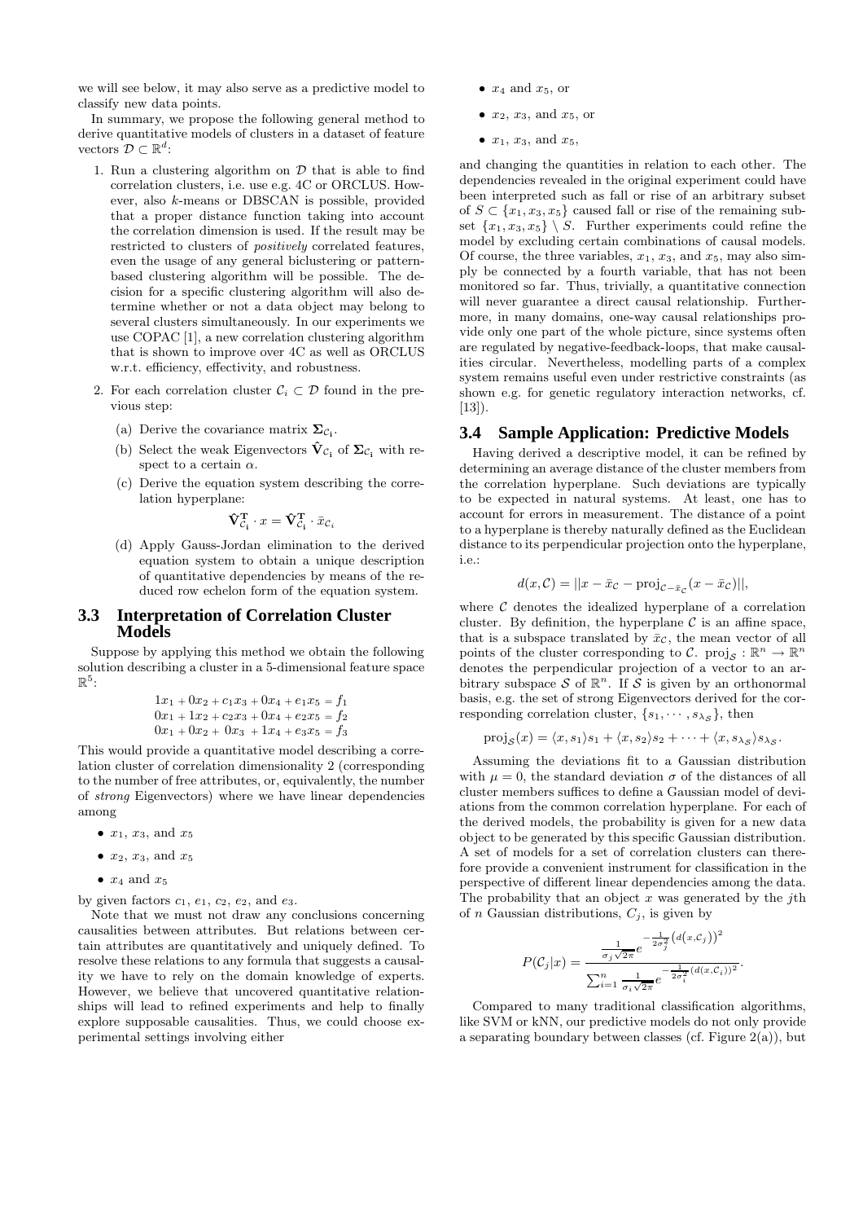we will see below, it may also serve as a predictive model to classify new data points.

In summary, we propose the following general method to derive quantitative models of clusters in a dataset of feature vectors $\mathcal{D} \subset \mathbb{R}^d$:

1. Run a clustering algorithm on $\mathcal{D}$ that is able to find correlation clusters, i.e. use e.g. 4C or ORCLUS. However, also $k$-means or DBSCAN is possible, provided that a proper distance function taking into account the correlation dimension is used. If the result may be restricted to clusters of *positively* correlated features, even the usage of any general biclustering or pattern-based clustering algorithm will be possible. The decision for a specific clustering algorithm will also determine whether or not a data object may belong to several clusters simultaneously. In our experiments we use COPAC [1], a new correlation clustering algorithm that is shown to improve over 4C as well as ORCLUS w.r.t. efficiency, effectivity, and robustness.

2. For each correlation cluster $\mathcal{C}_i \subset \mathcal{D}$ found in the previous step:

   (a) Derive the covariance matrix $\mathbf{\Sigma}_{\mathcal{C}_i}$.

   (b) Select the weak Eigenvectors $\hat{\mathbf{V}}_{\mathcal{C}_i}$ of $\mathbf{\Sigma}_{\mathcal{C}_i}$ with respect to a certain $\alpha$.

   (c) Derive the equation system describing the correlation hyperplane:

   $$\hat{\mathbf{V}}_{\mathcal{C}_i}^{\mathbf{T}} \cdot x = \hat{\mathbf{V}}_{\mathcal{C}_i}^{\mathbf{T}} \cdot \bar{x}_{\mathcal{C}_i}$$

   (d) Apply Gauss-Jordan elimination to the derived equation system to obtain a unique description of quantitative dependencies by means of the reduced row echelon form of the equation system.

## 3.3 Interpretation of Correlation Cluster Models

Suppose by applying this method we obtain the following solution describing a cluster in a 5-dimensional feature space $\mathbb{R}^5$:

$$\begin{aligned}
1x_1 + 0x_2 + c_1x_3 + 0x_4 + e_1x_5 &= f_1 \\
0x_1 + 1x_2 + c_2x_3 + 0x_4 + e_2x_5 &= f_2 \\
0x_1 + 0x_2 + 0x_3 + 1x_4 + e_3x_5 &= f_3
\end{aligned}$$

This would provide a quantitative model describing a correlation cluster of correlation dimensionality 2 (corresponding to the number of free attributes, or, equivalently, the number of *strong* Eigenvectors) where we have linear dependencies among

- $x_1$, $x_3$, and $x_5$
- $x_2$, $x_3$, and $x_5$
- $x_4$ and $x_5$

by given factors $c_1$, $e_1$, $c_2$, $e_2$, and $e_3$.

Note that we must not draw any conclusions concerning causalities between attributes. But relations between certain attributes are quantitatively and uniquely defined. To resolve these relations to any formula that suggests a causality we have to rely on the domain knowledge of experts. However, we believe that uncovered quantitative relationships will lead to refined experiments and help to finally explore supposable causalities. Thus, we could choose experimental settings involving either

- $x_4$ and $x_5$, or
- $x_2$, $x_3$, and $x_5$, or
- $x_1$, $x_3$, and $x_5$,

and changing the quantities in relation to each other. The dependencies revealed in the original experiment could have been interpreted such as fall or rise of an arbitrary subset of $S \subset \{x_1, x_3, x_5\}$ caused fall or rise of the remaining subset $\{x_1, x_3, x_5\} \setminus S$. Further experiments could refine the model by excluding certain combinations of causal models. Of course, the three variables, $x_1$, $x_3$, and $x_5$, may also simply be connected by a fourth variable, that has not been monitored so far. Thus, trivially, a quantitative connection will never guarantee a direct causal relationship. Furthermore, in many domains, one-way causal relationships provide only one part of the whole picture, since systems often are regulated by negative-feedback-loops, that make causalities circular. Nevertheless, modelling parts of a complex system remains useful even under restrictive constraints (as shown e.g. for genetic regulatory interaction networks, cf. [13]).

## 3.4 Sample Application: Predictive Models

Having derived a descriptive model, it can be refined by determining an average distance of the cluster members from the correlation hyperplane. Such deviations are typically to be expected in natural systems. At least, one has to account for errors in measurement. The distance of a point to a hyperplane is thereby naturally defined as the Euclidean distance to its perpendicular projection onto the hyperplane, i.e.:

$$d(x, \mathcal{C}) = ||x - \bar{x}_{\mathcal{C}} - \text{proj}_{\mathcal{C}-\bar{x}_{\mathcal{C}}}(x - \bar{x}_{\mathcal{C}})||,$$

where $\mathcal{C}$ denotes the idealized hyperplane of a correlation cluster. By definition, the hyperplane $\mathcal{C}$ is an affine space, that is a subspace translated by $\bar{x}_{\mathcal{C}}$, the mean vector of all points of the cluster corresponding to $\mathcal{C}$. $\text{proj}_{\mathcal{S}} : \mathbb{R}^n \to \mathbb{R}^n$ denotes the perpendicular projection of a vector to an arbitrary subspace $\mathcal{S}$ of $\mathbb{R}^n$. If $\mathcal{S}$ is given by an orthonormal basis, e.g. the set of strong Eigenvectors derived for the corresponding correlation cluster, $\{s_1, \cdots, s_{\lambda_{\mathcal{S}}}\}$, then

$$\text{proj}_{\mathcal{S}}(x) = \langle x, s_1 \rangle s_1 + \langle x, s_2 \rangle s_2 + \cdots + \langle x, s_{\lambda_{\mathcal{S}}} \rangle s_{\lambda_{\mathcal{S}}}.$$

Assuming the deviations fit to a Gaussian distribution with $\mu = 0$, the standard deviation $\sigma$ of the distances of all cluster members suffices to define a Gaussian model of deviations from the common correlation hyperplane. For each of the derived models, the probability is given for a new data object to be generated by this specific Gaussian distribution. A set of models for a set of correlation clusters can therefore provide a convenient instrument for classification in the perspective of different linear dependencies among the data. The probability that an object $x$ was generated by the $j$th of $n$ Gaussian distributions, $C_j$, is given by

$$P(\mathcal{C}_j|x) = \frac{\frac{1}{\sigma_j\sqrt{2\pi}} e^{-\frac{1}{2\sigma_j^2}\left(d\left(x,\mathcal{C}_j\right)\right)^2}}{\sum_{i=1}^{n} \frac{1}{\sigma_i\sqrt{2\pi}} e^{-\frac{1}{2\sigma_i^2}\left(d(x,\mathcal{C}_i)\right)^2}}.$$

Compared to many traditional classification algorithms, like SVM or kNN, our predictive models do not only provide a separating boundary between classes (cf. Figure 2(a)), but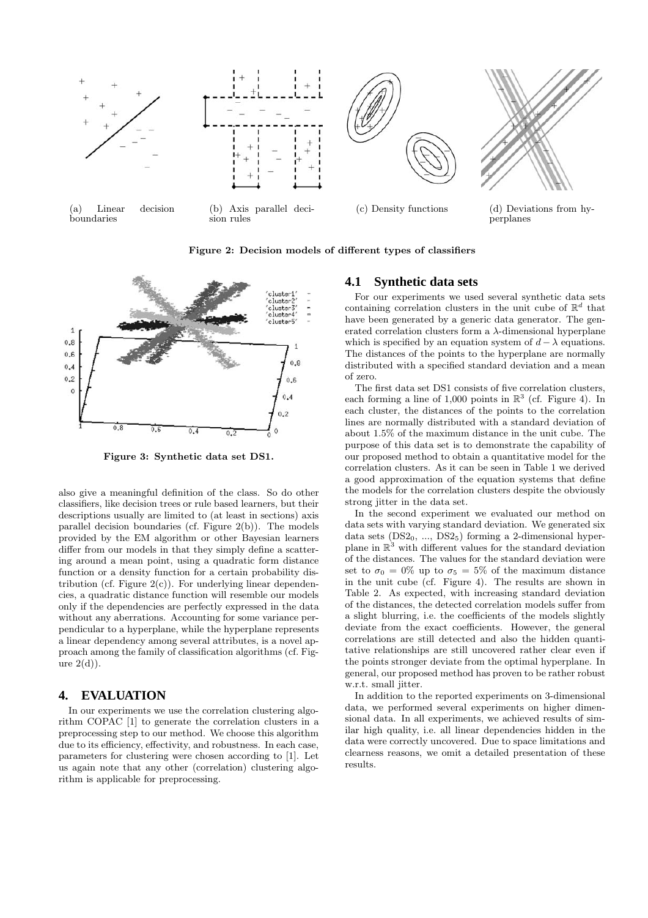(a) Linear decision boundaries

(b) Axis parallel decision rules

(c) Density functions

(d) Deviations from hyperplanes

**Figure 2: Decision models of different types of classifiers**

**Figure 3: Synthetic data set DS1.**

also give a meaningful definition of the class. So do other classifiers, like decision trees or rule based learners, but their descriptions usually are limited to (at least in sections) axis parallel decision boundaries (cf. Figure 2(b)). The models provided by the EM algorithm or other Bayesian learners differ from our models in that they simply define a scattering around a mean point, using a quadratic form distance function or a density function for a certain probability distribution (cf. Figure 2(c)). For underlying linear dependencies, a quadratic distance function will resemble our models only if the dependencies are perfectly expressed in the data without any aberrations. Accounting for some variance perpendicular to a hyperplane, while the hyperplane represents a linear dependency among several attributes, is a novel approach among the family of classification algorithms (cf. Figure 2(d)).

## 4. EVALUATION

In our experiments we use the correlation clustering algorithm COPAC [1] to generate the correlation clusters in a preprocessing step to our method. We choose this algorithm due to its efficiency, effectivity, and robustness. In each case, parameters for clustering were chosen according to [1]. Let us again note that any other (correlation) clustering algorithm is applicable for preprocessing.

### 4.1 Synthetic data sets

For our experiments we used several synthetic data sets containing correlation clusters in the unit cube of $\mathbb{R}^d$ that have been generated by a generic data generator. The generated correlation clusters form a $\lambda$-dimensional hyperplane which is specified by an equation system of $d - \lambda$ equations. The distances of the points to the hyperplane are normally distributed with a specified standard deviation and a mean of zero.

The first data set DS1 consists of five correlation clusters, each forming a line of 1,000 points in $\mathbb{R}^3$ (cf. Figure 4). In each cluster, the distances of the points to the correlation lines are normally distributed with a standard deviation of about 1.5% of the maximum distance in the unit cube. The purpose of this data set is to demonstrate the capability of our proposed method to obtain a quantitative model for the correlation clusters. As it can be seen in Table 1 we derived a good approximation of the equation systems that define the models for the correlation clusters despite the obviously strong jitter in the data set.

In the second experiment we evaluated our method on data sets with varying standard deviation. We generated six data sets ($DS2_0$, ..., $DS2_5$) forming a 2-dimensional hyperplane in $\mathbb{R}^3$ with different values for the standard deviation of the distances. The values for the standard deviation were set to $\sigma_0 = 0\%$ up to $\sigma_5 = 5\%$ of the maximum distance in the unit cube (cf. Figure 4). The results are shown in Table 2. As expected, with increasing standard deviation of the distances, the detected correlation models suffer from a slight blurring, i.e. the coefficients of the models slightly deviate from the exact coefficients. However, the general correlations are still detected and also the hidden quantitative relationships are still uncovered rather clear even if the points stronger deviate from the optimal hyperplane. In general, our proposed method has proven to be rather robust w.r.t. small jitter.

In addition to the reported experiments on 3-dimensional data, we performed several experiments on higher dimensional data. In all experiments, we achieved results of similar high quality, i.e. all linear dependencies hidden in the data were correctly uncovered. Due to space limitations and clearness reasons, we omit a detailed presentation of these results.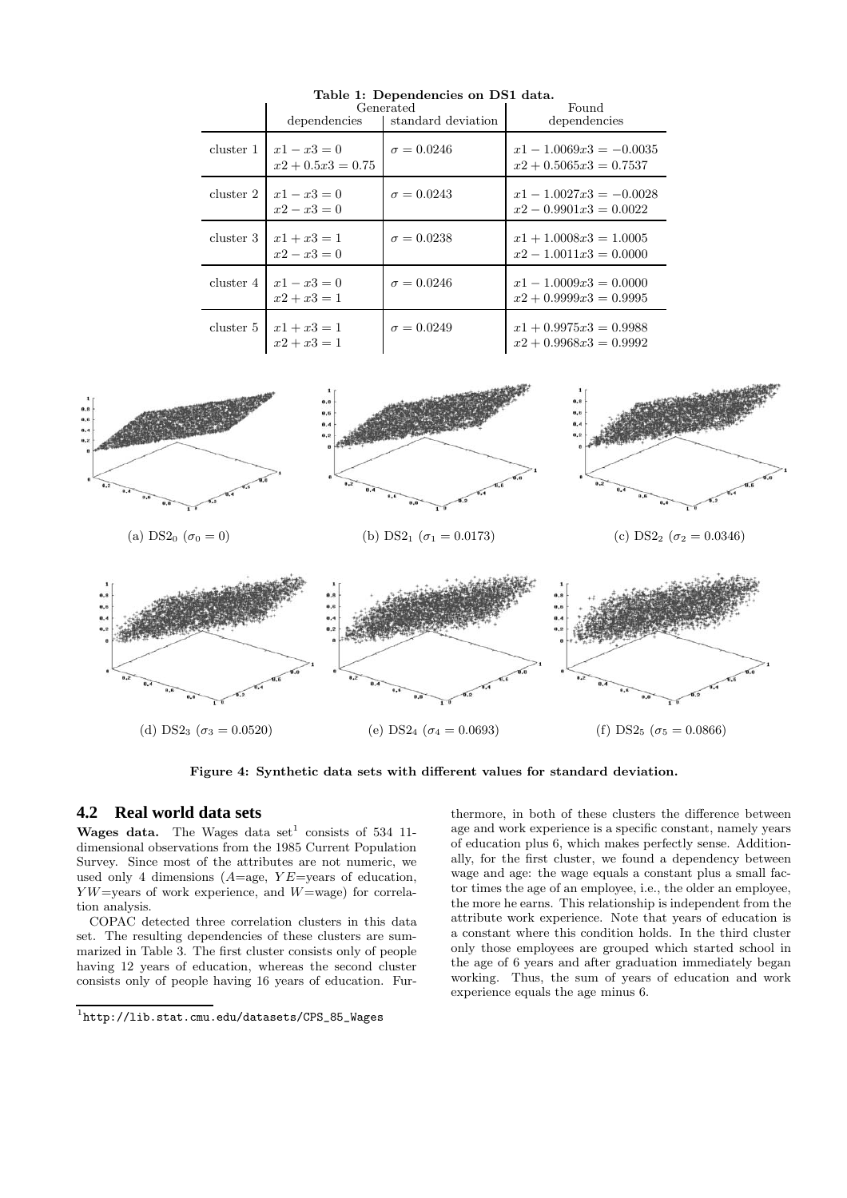**Table 1: Dependencies on DS1 data.**

| | Generated | | Found |
|---|---|---|---|
| | dependencies | standard deviation | dependencies |
| cluster 1 | $x1 - x3 = 0$<br>$x2 + 0.5x3 = 0.75$ | $\sigma = 0.0246$ | $x1 - 1.0069x3 = -0.0035$<br>$x2 + 0.5065x3 = 0.7537$ |
| cluster 2 | $x1 - x3 = 0$<br>$x2 - x3 = 0$ | $\sigma = 0.0243$ | $x1 - 1.0027x3 = -0.0028$<br>$x2 - 0.9901x3 = 0.0022$ |
| cluster 3 | $x1 + x3 = 1$<br>$x2 - x3 = 0$ | $\sigma = 0.0238$ | $x1 + 1.0008x3 = 1.0005$<br>$x2 - 1.0011x3 = 0.0000$ |
| cluster 4 | $x1 - x3 = 0$<br>$x2 + x3 = 1$ | $\sigma = 0.0246$ | $x1 - 1.0009x3 = 0.0000$<br>$x2 + 0.9999x3 = 0.9995$ |
| cluster 5 | $x1 + x3 = 1$<br>$x2 + x3 = 1$ | $\sigma = 0.0249$ | $x1 + 0.9975x3 = 0.9988$<br>$x2 + 0.9968x3 = 0.9992$ |

(a) $DS2_0$ ($\sigma_0 = 0$)

(b) $DS2_1$ ($\sigma_1 = 0.0173$)

(c) $DS2_2$ ($\sigma_2 = 0.0346$)

(d) $DS2_3$ ($\sigma_3 = 0.0520$)

(e) $DS2_4$ ($\sigma_4 = 0.0693$)

(f) $DS2_5$ ($\sigma_5 = 0.0866$)

**Figure 4: Synthetic data sets with different values for standard deviation.**

## 4.2 Real world data sets

**Wages data.** The Wages data set[1] consists of 534 11-dimensional observations from the 1985 Current Population Survey. Since most of the attributes are not numeric, we used only 4 dimensions ($A$=age, $YE$=years of education, $YW$=years of work experience, and $W$=wage) for correlation analysis.

COPAC detected three correlation clusters in this data set. The resulting dependencies of these clusters are summarized in Table 3. The first cluster consists only of people having 12 years of education, whereas the second cluster consists only of people having 16 years of education. Furthermore, in both of these clusters the difference between age and work experience is a specific constant, namely years of education plus 6, which makes perfectly sense. Additionally, for the first cluster, we found a dependency between wage and age: the wage equals a constant plus a small factor times the age of an employee, i.e., the older an employee, the more he earns. This relationship is independent from the attribute work experience. Note that years of education is a constant where this condition holds. In the third cluster only those employees are grouped which started school in the age of 6 years and after graduation immediately began working. Thus, the sum of years of education and work experience equals the age minus 6.

[1] http://lib.stat.cmu.edu/datasets/CPS_85_Wages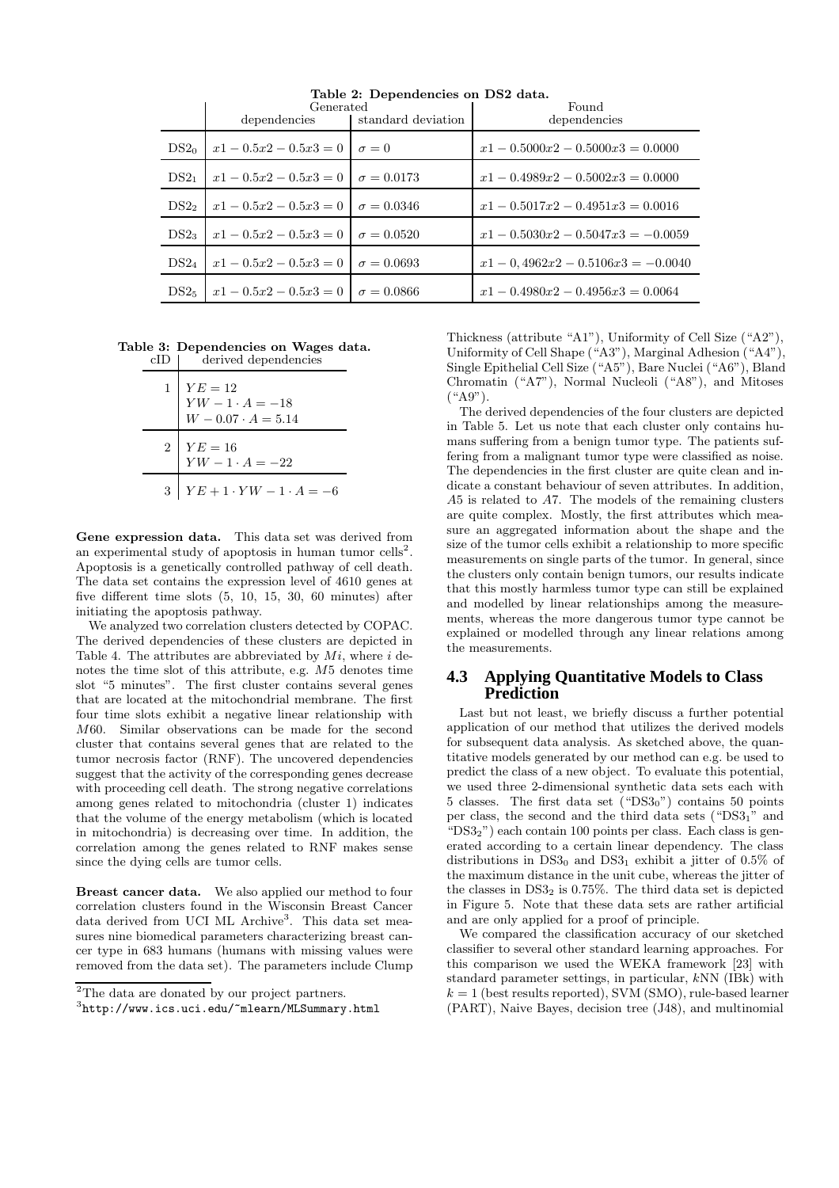**Table 2: Dependencies on DS2 data.**

| | Generated dependencies | Generated standard deviation | Found dependencies |
|---|---|---|---|
| $DS2_0$ | $x1 - 0.5x2 - 0.5x3 = 0$ | $\sigma = 0$ | $x1 - 0.5000x2 - 0.5000x3 = 0.0000$ |
| $DS2_1$ | $x1 - 0.5x2 - 0.5x3 = 0$ | $\sigma = 0.0173$ | $x1 - 0.4989x2 - 0.5002x3 = 0.0000$ |
| $DS2_2$ | $x1 - 0.5x2 - 0.5x3 = 0$ | $\sigma = 0.0346$ | $x1 - 0.5017x2 - 0.4951x3 = 0.0016$ |
| $DS2_3$ | $x1 - 0.5x2 - 0.5x3 = 0$ | $\sigma = 0.0520$ | $x1 - 0.5030x2 - 0.5047x3 = -0.0059$ |
| $DS2_4$ | $x1 - 0.5x2 - 0.5x3 = 0$ | $\sigma = 0.0693$ | $x1 - 0,4962x2 - 0.5106x3 = -0.0040$ |
| $DS2_5$ | $x1 - 0.5x2 - 0.5x3 = 0$ | $\sigma = 0.0866$ | $x1 - 0.4980x2 - 0.4956x3 = 0.0064$ |

**Table 3: Dependencies on Wages data.**

| cID | derived dependencies |
|---|---|
| 1 | $YE = 12$<br>$YW - 1 \cdot A = -18$<br>$W - 0.07 \cdot A = 5.14$ |
| 2 | $YE = 16$<br>$YW - 1 \cdot A = -22$ |
| 3 | $YE + 1 \cdot YW - 1 \cdot A = -6$ |

**Gene expression data.** This data set was derived from an experimental study of apoptosis in human tumor cells[2]. Apoptosis is a genetically controlled pathway of cell death. The data set contains the expression level of 4610 genes at five different time slots (5, 10, 15, 30, 60 minutes) after initiating the apoptosis pathway.

We analyzed two correlation clusters detected by COPAC. The derived dependencies of these clusters are depicted in Table 4. The attributes are abbreviated by $Mi$, where $i$ denotes the time slot of this attribute, e.g. $M5$ denotes time slot "5 minutes". The first cluster contains several genes that are located at the mitochondrial membrane. The first four time slots exhibit a negative linear relationship with $M60$. Similar observations can be made for the second cluster that contains several genes that are related to the tumor necrosis factor (RNF). The uncovered dependencies suggest that the activity of the corresponding genes decrease with proceeding cell death. The strong negative correlations among genes related to mitochondria (cluster 1) indicates that the volume of the energy metabolism (which is located in mitochondria) is decreasing over time. In addition, the correlation among the genes related to RNF makes sense since the dying cells are tumor cells.

**Breast cancer data.** We also applied our method to four correlation clusters found in the Wisconsin Breast Cancer data derived from UCI ML Archive[3]. This data set measures nine biomedical parameters characterizing breast cancer type in 683 humans (humans with missing values were removed from the data set). The parameters include Clump Thickness (attribute "A1"), Uniformity of Cell Size ("A2"), Uniformity of Cell Shape ("A3"), Marginal Adhesion ("A4"), Single Epithelial Cell Size ("A5"), Bare Nuclei ("A6"), Bland Chromatin ("A7"), Normal Nucleoli ("A8"), and Mitoses ("A9").

The derived dependencies of the four clusters are depicted in Table 5. Let us note that each cluster only contains humans suffering from a benign tumor type. The patients suffering from a malignant tumor type were classified as noise. The dependencies in the first cluster are quite clean and indicate a constant behaviour of seven attributes. In addition, $A5$ is related to $A7$. The models of the remaining clusters are quite complex. Mostly, the first attributes which measure an aggregated information about the shape and the size of the tumor cells exhibit a relationship to more specific measurements on single parts of the tumor. In general, since the clusters only contain benign tumors, our results indicate that this mostly harmless tumor type can still be explained and modelled by linear relationships among the measurements, whereas the more dangerous tumor type cannot be explained or modelled through any linear relations among the measurements.

## 4.3 Applying Quantitative Models to Class Prediction

Last but not least, we briefly discuss a further potential application of our method that utilizes the derived models for subsequent data analysis. As sketched above, the quantitative models generated by our method can e.g. be used to predict the class of a new object. To evaluate this potential, we used three 2-dimensional synthetic data sets each with 5 classes. The first data set ("$DS3_0$") contains 50 points per class, the second and the third data sets ("$DS3_1$" and "$DS3_2$") each contain 100 points per class. Each class is generated according to a certain linear dependency. The class distributions in $DS3_0$ and $DS3_1$ exhibit a jitter of 0.5% of the maximum distance in the unit cube, whereas the jitter of the classes in $DS3_2$ is 0.75%. The third data set is depicted in Figure 5. Note that these data sets are rather artificial and are only applied for a proof of principle.

We compared the classification accuracy of our sketched classifier to several other standard learning approaches. For this comparison we used the WEKA framework [23] with standard parameter settings, in particular, $k$NN (IBk) with $k = 1$ (best results reported), SVM (SMO), rule-based learner (PART), Naive Bayes, decision tree (J48), and multinomial

[2] The data are donated by our project partners.

[3] http://www.ics.uci.edu/~mlearn/MLSummary.html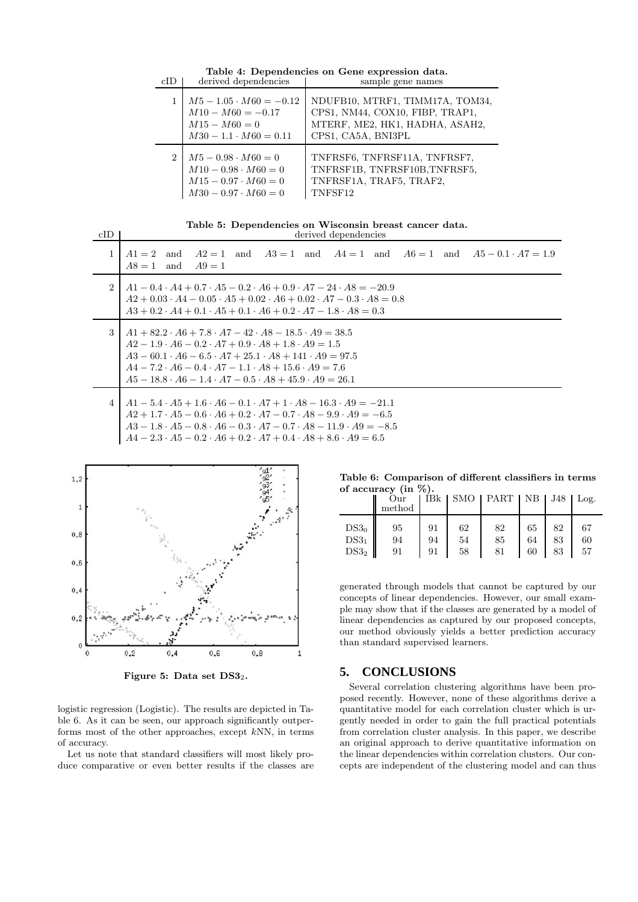**Table 4: Dependencies on Gene expression data.**

| cID | derived dependencies | sample gene names |
| --- | --- | --- |
| 1 | $M5 - 1.05 \cdot M60 = -0.12$<br>$M10 - M60 = -0.17$<br>$M15 - M60 = 0$<br>$M30 - 1.1 \cdot M60 = 0.11$ | NDUFB10, MTRF1, TIMM17A, TOM34, CPS1, NM44, COX10, FIBP, TRAP1, MTERF, ME2, HK1, HADHA, ASAH2, CPS1, CA5A, BNI3PL |
| 2 | $M5 - 0.98 \cdot M60 = 0$<br>$M10 - 0.98 \cdot M60 = 0$<br>$M15 - 0.97 \cdot M60 = 0$<br>$M30 - 0.97 \cdot M60 = 0$ | TNFRSF6, TNFRSF11A, TNFRSF7, TNFRSF1B, TNFRSF10B,TNFRSF5, TNFRSF1A, TRAF5, TRAF2, TNFSF12 |

**Table 5: Dependencies on Wisconsin breast cancer data.**

| cID | derived dependencies |
| --- | --- |
| 1 | $A1 = 2$ and $A2 = 1$ and $A3 = 1$ and $A4 = 1$ and $A6 = 1$ and $A5 - 0.1 \cdot A7 = 1.9$<br>$A8 = 1$ and $A9 = 1$ |
| 2 | $A1 - 0.4 \cdot A4 + 0.7 \cdot A5 - 0.2 \cdot A6 + 0.9 \cdot A7 - 24 \cdot A8 = -20.9$<br>$A2 + 0.03 \cdot A4 - 0.05 \cdot A5 + 0.02 \cdot A6 + 0.02 \cdot A7 - 0.3 \cdot A8 = 0.8$<br>$A3 + 0.2 \cdot A4 + 0.1 \cdot A5 + 0.1 \cdot A6 + 0.2 \cdot A7 - 1.8 \cdot A8 = 0.3$ |
| 3 | $A1 + 82.2 \cdot A6 + 7.8 \cdot A7 - 42 \cdot A8 - 18.5 \cdot A9 = 38.5$<br>$A2 - 1.9 \cdot A6 - 0.2 \cdot A7 + 0.9 \cdot A8 + 1.8 \cdot A9 = 1.5$<br>$A3 - 60.1 \cdot A6 - 6.5 \cdot A7 + 25.1 \cdot A8 + 141 \cdot A9 = 97.5$<br>$A4 - 7.2 \cdot A6 - 0.4 \cdot A7 - 1.1 \cdot A8 + 15.6 \cdot A9 = 7.6$<br>$A5 - 18.8 \cdot A6 - 1.4 \cdot A7 - 0.5 \cdot A8 + 45.9 \cdot A9 = 26.1$ |
| 4 | $A1 - 5.4 \cdot A5 + 1.6 \cdot A6 - 0.1 \cdot A7 + 1 \cdot A8 - 16.3 \cdot A9 = -21.1$<br>$A2 + 1.7 \cdot A5 - 0.6 \cdot A6 + 0.2 \cdot A7 - 0.7 \cdot A8 - 9.9 \cdot A9 = -6.5$<br>$A3 - 1.8 \cdot A5 - 0.8 \cdot A6 - 0.3 \cdot A7 - 0.7 \cdot A8 - 11.9 \cdot A9 = -8.5$<br>$A4 - 2.3 \cdot A5 - 0.2 \cdot A6 + 0.2 \cdot A7 + 0.4 \cdot A8 + 8.6 \cdot A9 = 6.5$ |

**Figure 5: Data set $DS3_2$.**

logistic regression (Logistic). The results are depicted in Table 6. As it can be seen, our approach significantly outperforms most of the other approaches, except $k$NN, in terms of accuracy.

Let us note that standard classifiers will most likely produce comparative or even better results if the classes are generated through models that cannot be captured by our concepts of linear dependencies. However, our small example may show that if the classes are generated by a model of linear dependencies as captured by our proposed concepts, our method obviously yields a better prediction accuracy than standard supervised learners.

**Table 6: Comparison of different classifiers in terms of accuracy (in %).**

| | Our method | IBk | SMO | PART | NB | J48 | Log. |
| --- | --- | --- | --- | --- | --- | --- | --- |
| $DS3_0$ | 95 | 91 | 62 | 82 | 65 | 82 | 67 |
| $DS3_1$ | 94 | 94 | 54 | 85 | 64 | 83 | 60 |
| $DS3_2$ | 91 | 91 | 58 | 81 | 60 | 83 | 57 |

## 5. CONCLUSIONS

Several correlation clustering algorithms have been proposed recently. However, none of these algorithms derive a quantitative model for each correlation cluster which is urgently needed in order to gain the full practical potentials from correlation cluster analysis. In this paper, we describe an original approach to derive quantitative information on the linear dependencies within correlation clusters. Our concepts are independent of the clustering model and can thus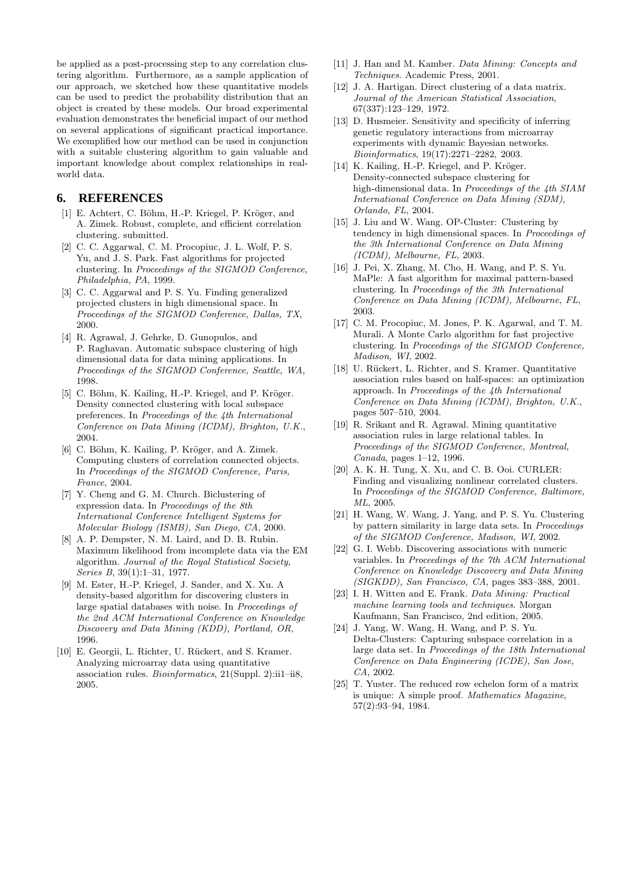be applied as a post-processing step to any correlation clustering algorithm. Furthermore, as a sample application of our approach, we sketched how these quantitative models can be used to predict the probability distribution that an object is created by these models. Our broad experimental evaluation demonstrates the beneficial impact of our method on several applications of significant practical importance. We exemplified how our method can be used in conjunction with a suitable clustering algorithm to gain valuable and important knowledge about complex relationships in real-world data.

# 6. REFERENCES

[1] E. Achtert, C. Böhm, H.-P. Kriegel, P. Kröger, and A. Zimek. Robust, complete, and efficient correlation clustering. submitted.

[2] C. C. Aggarwal, C. M. Procopiuc, J. L. Wolf, P. S. Yu, and J. S. Park. Fast algorithms for projected clustering. In *Proceedings of the SIGMOD Conference, Philadelphia, PA*, 1999.

[3] C. C. Aggarwal and P. S. Yu. Finding generalized projected clusters in high dimensional space. In *Proceedings of the SIGMOD Conference, Dallas, TX*, 2000.

[4] R. Agrawal, J. Gehrke, D. Gunopulos, and P. Raghavan. Automatic subspace clustering of high dimensional data for data mining applications. In *Proceedings of the SIGMOD Conference, Seattle, WA*, 1998.

[5] C. Böhm, K. Kailing, H.-P. Kriegel, and P. Kröger. Density connected clustering with local subspace preferences. In *Proceedings of the 4th International Conference on Data Mining (ICDM), Brighton, U.K.*, 2004.

[6] C. Böhm, K. Kailing, P. Kröger, and A. Zimek. Computing clusters of correlation connected objects. In *Proceedings of the SIGMOD Conference, Paris, France*, 2004.

[7] Y. Cheng and G. M. Church. Biclustering of expression data. In *Proceedings of the 8th International Conference Intelligent Systems for Molecular Biology (ISMB), San Diego, CA*, 2000.

[8] A. P. Dempster, N. M. Laird, and D. B. Rubin. Maximum likelihood from incomplete data via the EM algorithm. *Journal of the Royal Statistical Society, Series B*, 39(1):1–31, 1977.

[9] M. Ester, H.-P. Kriegel, J. Sander, and X. Xu. A density-based algorithm for discovering clusters in large spatial databases with noise. In *Proceedings of the 2nd ACM International Conference on Knowledge Discovery and Data Mining (KDD), Portland, OR*, 1996.

[10] E. Georgii, L. Richter, U. Rückert, and S. Kramer. Analyzing microarray data using quantitative association rules. *Bioinformatics*, 21(Suppl. 2):ii1–ii8, 2005.

[11] J. Han and M. Kamber. *Data Mining: Concepts and Techniques*. Academic Press, 2001.

[12] J. A. Hartigan. Direct clustering of a data matrix. *Journal of the American Statistical Association*, 67(337):123–129, 1972.

[13] D. Husmeier. Sensitivity and specificity of inferring genetic regulatory interactions from microarray experiments with dynamic Bayesian networks. *Bioinformatics*, 19(17):2271–2282, 2003.

[14] K. Kailing, H.-P. Kriegel, and P. Kröger. Density-connected subspace clustering for high-dimensional data. In *Proceedings of the 4th SIAM International Conference on Data Mining (SDM), Orlando, FL*, 2004.

[15] J. Liu and W. Wang. OP-Cluster: Clustering by tendency in high dimensional spaces. In *Proceedings of the 3th International Conference on Data Mining (ICDM), Melbourne, FL*, 2003.

[16] J. Pei, X. Zhang, M. Cho, H. Wang, and P. S. Yu. MaPle: A fast algorithm for maximal pattern-based clustering. In *Proceedings of the 3th International Conference on Data Mining (ICDM), Melbourne, FL*, 2003.

[17] C. M. Procopiuc, M. Jones, P. K. Agarwal, and T. M. Murali. A Monte Carlo algorithm for fast projective clustering. In *Proceedings of the SIGMOD Conference, Madison, WI*, 2002.

[18] U. Rückert, L. Richter, and S. Kramer. Quantitative association rules based on half-spaces: an optimization approach. In *Proceedings of the 4th International Conference on Data Mining (ICDM), Brighton, U.K.*, pages 507–510, 2004.

[19] R. Srikant and R. Agrawal. Mining quantitative association rules in large relational tables. In *Proceedings of the SIGMOD Conference, Montreal, Canada*, pages 1–12, 1996.

[20] A. K. H. Tung, X. Xu, and C. B. Ooi. CURLER: Finding and visualizing nonlinear correlated clusters. In *Proceedings of the SIGMOD Conference, Baltimore, ML*, 2005.

[21] H. Wang, W. Wang, J. Yang, and P. S. Yu. Clustering by pattern similarity in large data sets. In *Proceedings of the SIGMOD Conference, Madison, WI*, 2002.

[22] G. I. Webb. Discovering associations with numeric variables. In *Proceedings of the 7th ACM International Conference on Knowledge Discovery and Data Mining (SIGKDD), San Francisco, CA*, pages 383–388, 2001.

[23] I. H. Witten and E. Frank. *Data Mining: Practical machine learning tools and techniques*. Morgan Kaufmann, San Francisco, 2nd edition, 2005.

[24] J. Yang, W. Wang, H. Wang, and P. S. Yu. Delta-Clusters: Capturing subspace correlation in a large data set. In *Proceedings of the 18th International Conference on Data Engineering (ICDE), San Jose, CA*, 2002.

[25] T. Yuster. The reduced row echelon form of a matrix is unique: A simple proof. *Mathematics Magazine*, 57(2):93–94, 1984.